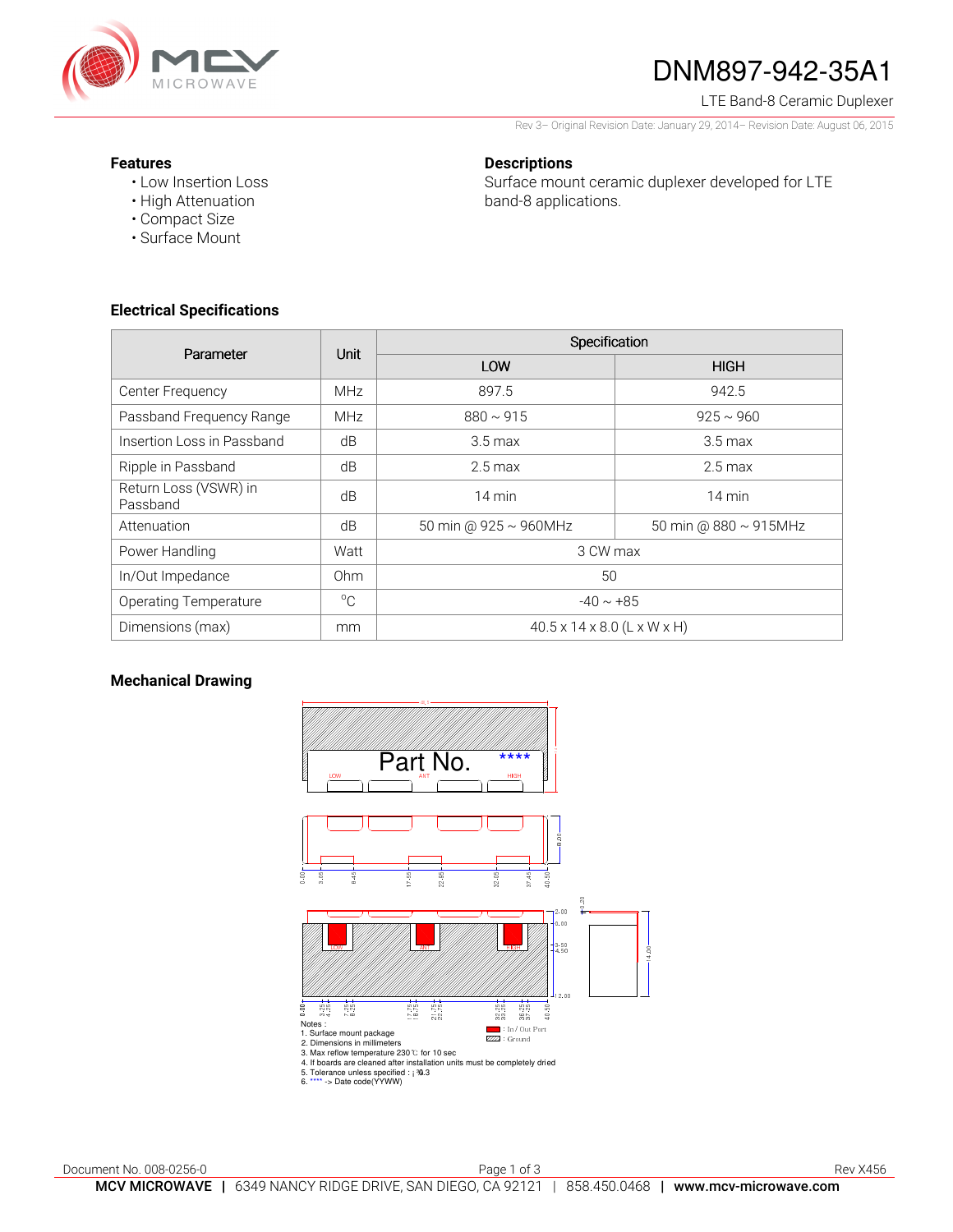# DNM897-942-35A1

LTE Band-8 Ceramic Duplexer

Rev 3– Original Revision Date: January 29, 2014– Revision Date: August 06, 2015

### Features

- Low Insertion Loss
- High Attenuation
- Compact Size
- Surface Mount

### Descriptions

Surface mount ceramic duplexer developed for LTE band-8 applications.

### Electrical Specifications

| Parameter | Unit | Specification | |
|---|---|---|---|
| | | LOW | HIGH |
| Center Frequency | MHz | 897.5 | 942.5 |
| Passband Frequency Range | MHz | 880 ~ 915 | 925 ~ 960 |
| Insertion Loss in Passband | dB | 3.5 max | 3.5 max |
| Ripple in Passband | dB | 2.5 max | 2.5 max |
| Return Loss (VSWR) in Passband | dB | 14 min | 14 min |
| Attenuation | dB | 50 min @ 925 ~ 960MHz | 50 min @ 880 ~ 915MHz |
| Power Handling | Watt | 3 CW max | |
| In/Out Impedance | Ohm | 50 | |
| Operating Temperature | °C | -40 ~ +85 | |
| Dimensions (max) | mm | 40.5 x 14 x 8.0 (L x W x H) | |

### Mechanical Drawing

Notes :
1. Surface mount package
2. Dimensions in millimeters
3. Max reflow temperature 230℃ for 10 sec
4. If boards are cleaned after installation units must be completely dried
5. Tolerance unless specified : ±0.3
6. **** -> Date code(YYWW)

: In / Out Port
: Ground

Document No. 008-0256-0

Rev X456

**MCV MICROWAVE** | 6349 NANCY RIDGE DRIVE, SAN DIEGO, CA 92121 | 858.450.0468 | **www.mcv-microwave.com**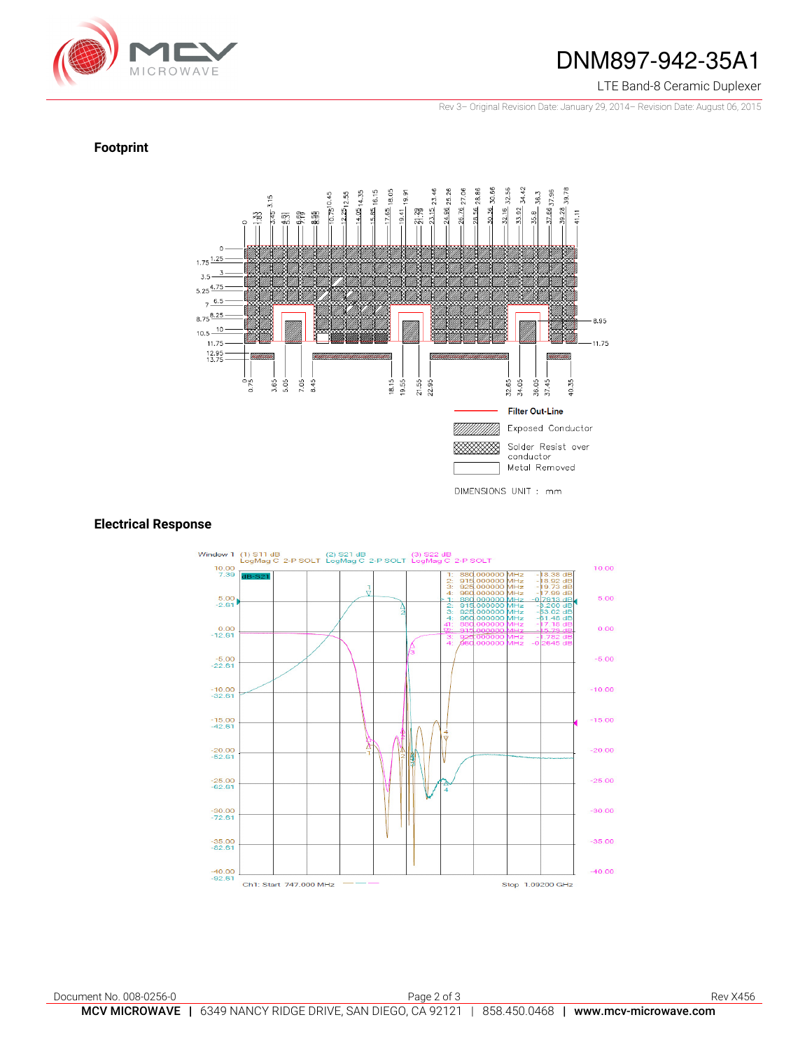## Footprint

Filter Out-Line

Exposed Conductor

Solder Resist over conductor

Metal Removed

DIMENSIONS UNIT : mm

## Electrical Response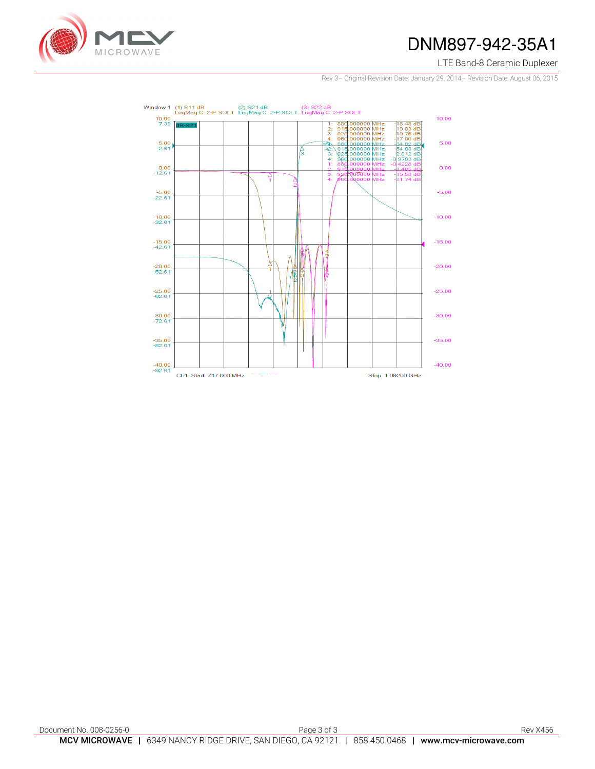# DNM897-942-35A1

LTE Band-8 Ceramic Duplexer

Rev 3– Original Revision Date: January 29, 2014– Revision Date: August 06, 2015

Window 1 (1) S11 dB LogMag C 2-P SOLT (2) S21 dB LogMag C 2-P SOLT (3) S22 dB LogMag C 2-P SOLT

dB-S21

10.00
7.39
5.00
-2.61
0.00
-12.61
-5.00
-22.61
-10.00
-32.61
-15.00
-42.61
-20.00
-52.61
-25.00
-62.61
-30.00
-72.61
-35.00
-82.61
-40.00
-92.61

1: 880.000000 MHz -18.48 dB
2: 915.000000 MHz -19.03 dB
3: 925.000000 MHz -19.76 dB
4: 960.000000 MHz -17.90 dB
1: 880.000000 MHz -64.82 dB
2: 915.000000 MHz -54.08 dB
3: 925.000000 MHz -2.612 dB
4: 960.000000 MHz -0.9703 dB
1: 880.000000 MHz -0.4228 dB
2: 915.000000 MHz -1.405 dB
3: 925.000000 MHz -15.56 dB
4: 960.000000 MHz -21.74 dB

10.00
5.00
0.00
-5.00
-10.00
-15.00
-20.00
-25.00
-30.00
-35.00
-40.00

Ch1: Start 747.000 MHz

Stop 1.09200 GHz

Document No. 008-0256-0

Rev X456

**MCV MICROWAVE** | 6349 NANCY RIDGE DRIVE, SAN DIEGO, CA 92121 | 858.450.0468 | **www.mcv-microwave.com**